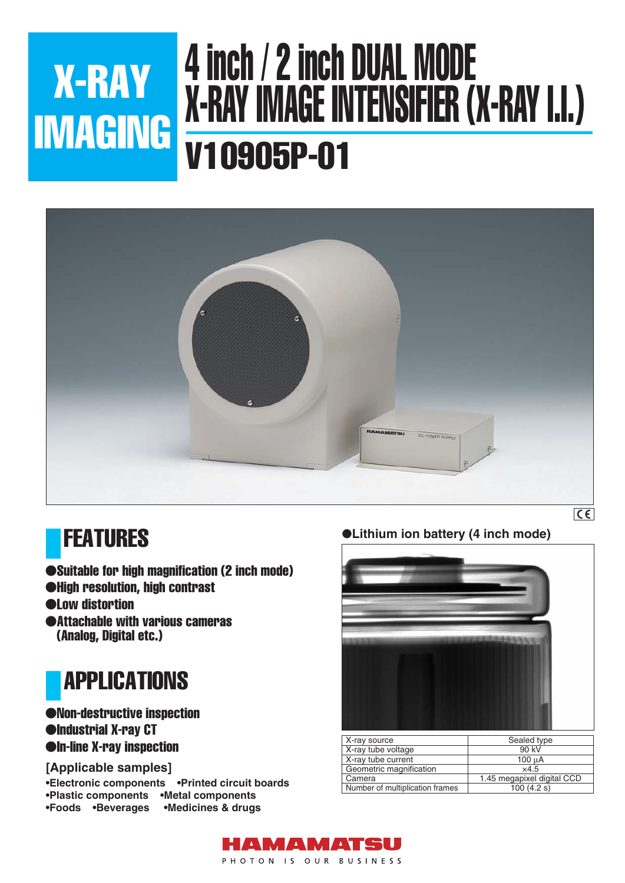# X-RAY IMAGING

# 4 inch / 2 inch DUAL MODE X-RAY IMAGE INTENSIFIER (X-RAY I.I.)

# V10905P-01

## FEATURES

- Suitable for high magnification (2 inch mode)
- High resolution, high contrast
- Low distortion
- Attachable with various cameras (Analog, Digital etc.)

## APPLICATIONS

- Non-destructive inspection
- Industrial X-ray CT
- In-line X-ray inspection

**[Applicable samples]**

- Electronic components
- Printed circuit boards
- Plastic components
- Metal components
- Foods
- Beverages
- Medicines & drugs

**Lithium ion battery (4 inch mode)**

| X-ray source | Sealed type |
|---|---|
| X-ray tube voltage | 90 kV |
| X-ray tube current | 100 µA |
| Geometric magnification | ×4.5 |
| Camera | 1.45 megapixel digital CCD |
| Number of multiplication frames | 100 (4.2 s) |

HAMAMATSU

PHOTON IS OUR BUSINESS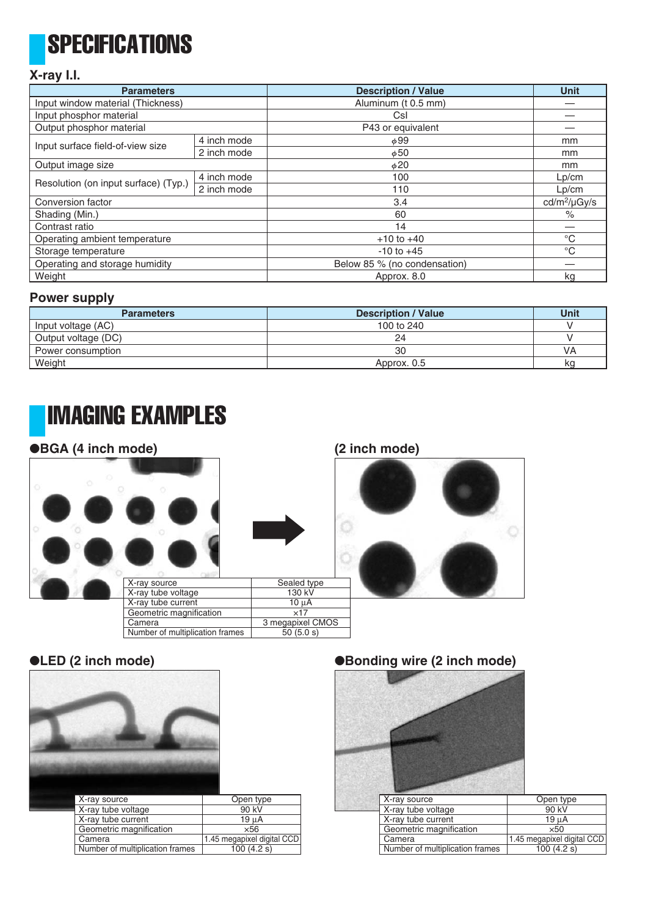# SPECIFICATIONS

### X-ray I.I.

| Parameters | | Description / Value | Unit |
|---|---|---|---|
| Input window material (Thickness) | | Aluminum (t 0.5 mm) | — |
| Input phosphor material | | CsI | — |
| Output phosphor material | | P43 or equivalent | — |
| Input surface field-of-view size | 4 inch mode | $\phi$99 | mm |
| | 2 inch mode | $\phi$50 | mm |
| Output image size | | $\phi$20 | mm |
| Resolution (on input surface) (Typ.) | 4 inch mode | 100 | Lp/cm |
| | 2 inch mode | 110 | Lp/cm |
| Conversion factor | | 3.4 | cd/m²/μGy/s |
| Shading (Min.) | | 60 | % |
| Contrast ratio | | 14 | — |
| Operating ambient temperature | | +10 to +40 | °C |
| Storage temperature | | -10 to +45 | °C |
| Operating and storage humidity | | Below 85 % (no condensation) | — |
| Weight | | Approx. 8.0 | kg |

### Power supply

| Parameters | Description / Value | Unit |
|---|---|---|
| Input voltage (AC) | 100 to 240 | V |
| Output voltage (DC) | 24 | V |
| Power consumption | 30 | VA |
| Weight | Approx. 0.5 | kg |

# IMAGING EXAMPLES

### ●BGA (4 inch mode) → (2 inch mode)

| X-ray source | Sealed type |
|---|---|
| X-ray tube voltage | 130 kV |
| X-ray tube current | 10 μA |
| Geometric magnification | ×17 |
| Camera | 3 megapixel CMOS |
| Number of multiplication frames | 50 (5.0 s) |

### ●LED (2 inch mode)

| X-ray source | Open type |
|---|---|
| X-ray tube voltage | 90 kV |
| X-ray tube current | 19 μA |
| Geometric magnification | ×56 |
| Camera | 1.45 megapixel digital CCD |
| Number of multiplication frames | 100 (4.2 s) |

### ●Bonding wire (2 inch mode)

| X-ray source | Open type |
|---|---|
| X-ray tube voltage | 90 kV |
| X-ray tube current | 19 μA |
| Geometric magnification | ×50 |
| Camera | 1.45 megapixel digital CCD |
| Number of multiplication frames | 100 (4.2 s) |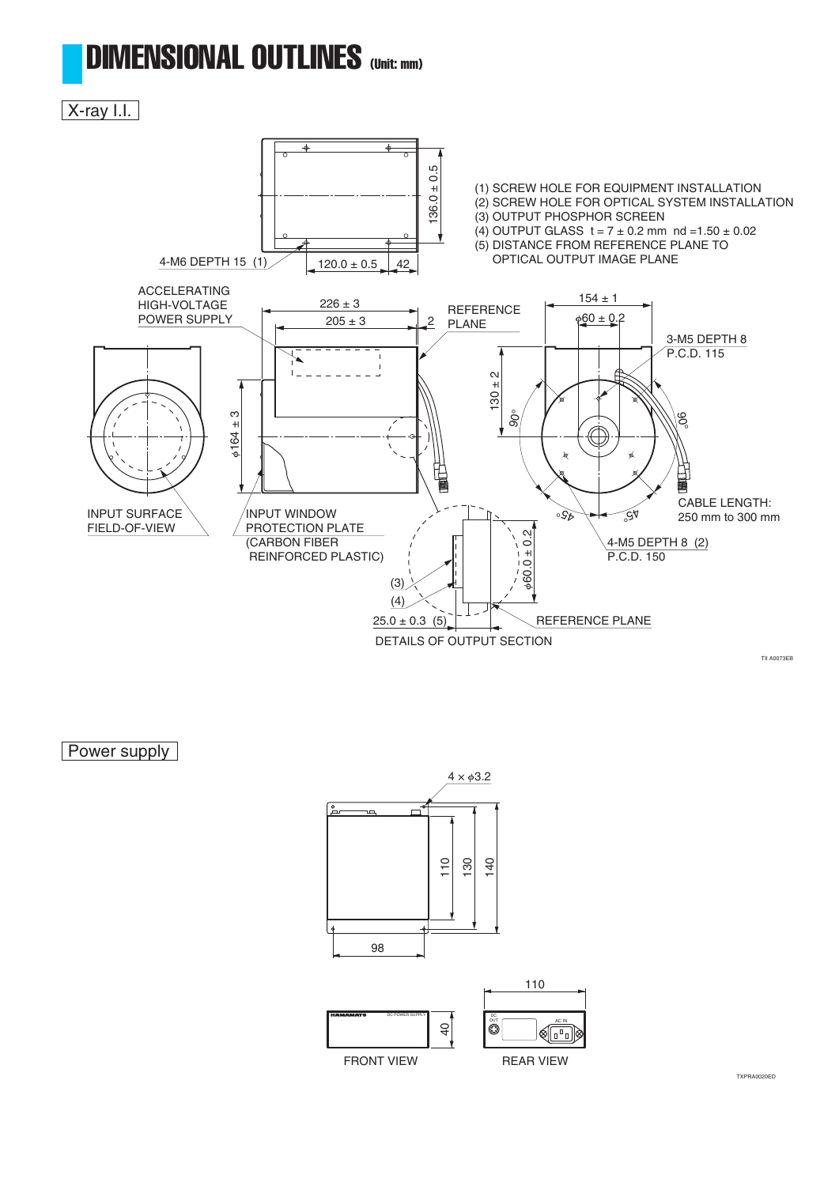# DIMENSIONAL OUTLINES (Unit: mm)

## X-ray I.I.

4-M6 DEPTH 15 (1)

120.0 ± 0.5

42

136.0 ± 0.5

(1) SCREW HOLE FOR EQUIPMENT INSTALLATION
(2) SCREW HOLE FOR OPTICAL SYSTEM INSTALLATION
(3) OUTPUT PHOSPHOR SCREEN
(4) OUTPUT GLASS t = 7 ± 0.2 mm nd =1.50 ± 0.02
(5) DISTANCE FROM REFERENCE PLANE TO OPTICAL OUTPUT IMAGE PLANE

ACCELERATING HIGH-VOLTAGE POWER SUPPLY

226 ± 3

205 ± 3

2

REFERENCE PLANE

154 ± 1

ϕ60 ± 0.2

3-M5 DEPTH 8 P.C.D. 115

130 ± 2

90°

90°

ϕ164 ± 3

45°

45°

CABLE LENGTH: 250 mm to 300 mm

INPUT SURFACE FIELD-OF-VIEW

INPUT WINDOW PROTECTION PLATE (CARBON FIBER REINFORCED PLASTIC)

4-M5 DEPTH 8 (2) P.C.D. 150

ϕ60.0 ± 0.2

(3)

(4)

25.0 ± 0.3 (5)

REFERENCE PLANE

DETAILS OF OUTPUT SECTION

TII A0073EB

## Power supply

4 × ϕ3.2

110

130

140

98

110

40

HAMAMATSU DC POWER SUPPLY

DC OUT

AC IN

FRONT VIEW

REAR VIEW

TXPRA0020ED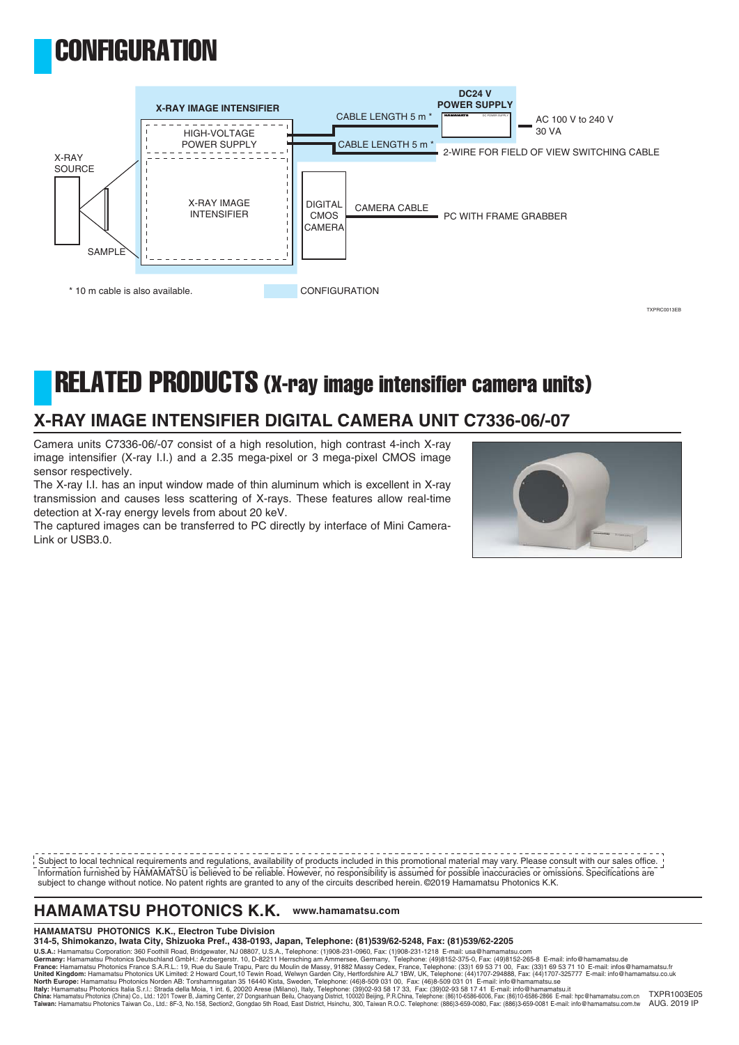# CONFIGURATION

X-RAY IMAGE INTENSIFIER

HIGH-VOLTAGE POWER SUPPLY

X-RAY IMAGE INTENSIFIER

X-RAY SOURCE

SAMPLE

DIGITAL CMOS CAMERA

CABLE LENGTH 5 m *

CABLE LENGTH 5 m *

DC24 V POWER SUPPLY

AC 100 V to 240 V 30 VA

2-WIRE FOR FIELD OF VIEW SWITCHING CABLE

CAMERA CABLE

PC WITH FRAME GRABBER

* 10 m cable is also available.

CONFIGURATION

TXPRC0013EB

# RELATED PRODUCTS (X-ray image intensifier camera units)

## X-RAY IMAGE INTENSIFIER DIGITAL CAMERA UNIT C7336-06/-07

Camera units C7336-06/-07 consist of a high resolution, high contrast 4-inch X-ray image intensifier (X-ray I.I.) and a 2.35 mega-pixel or 3 mega-pixel CMOS image sensor respectively.

The X-ray I.I. has an input window made of thin aluminum which is excellent in X-ray transmission and causes less scattering of X-rays. These features allow real-time detection at X-ray energy levels from about 20 keV.

The captured images can be transferred to PC directly by interface of Mini Camera-Link or USB3.0.

Subject to local technical requirements and regulations, availability of products included in this promotional material may vary. Please consult with our sales office.

Information furnished by HAMAMATSU is believed to be reliable. However, no responsibility is assumed for possible inaccuracies or omissions. Specifications are subject to change without notice. No patent rights are granted to any of the circuits described herein. ©2019 Hamamatsu Photonics K.K.

## HAMAMATSU PHOTONICS K.K. www.hamamatsu.com

**HAMAMATSU PHOTONICS K.K., Electron Tube Division**

**314-5, Shimokanzo, Iwata City, Shizuoka Pref., 438-0193, Japan, Telephone: (81)539/62-5248, Fax: (81)539/62-2205**

**U.S.A.:** Hamamatsu Corporation: 360 Foothill Road, Bridgewater, NJ 08807, U.S.A., Telephone: (1)908-231-0960, Fax: (1)908-231-1218 E-mail: usa@hamamatsu.com
**Germany:** Hamamatsu Photonics Deutschland GmbH.: Arzbergerstr. 10, D-82211 Herrsching am Ammersee, Germany, Telephone: (49)8152-375-0, Fax: (49)8152-265-8 E-mail: info@hamamatsu.de
**France:** Hamamatsu Photonics France S.A.R.L.: 19, Rue du Saule Trapu, Parc du Moulin de Massy, 91882 Massy Cedex, France, Telephone: (33)1 69 53 71 00, Fax: (33)1 69 53 71 10 E-mail: infos@hamamatsu.fr
**United Kingdom:** Hamamatsu Photonics UK Limited: 2 Howard Court,10 Tewin Road, Welwyn Garden City, Hertfordshire AL7 1BW, UK, Telephone: (44)1707-294888, Fax: (44)1707-325777 E-mail: info@hamamatsu.co.uk
**North Europe:** Hamamatsu Photonics Norden AB: Torshamnsgatan 35 16440 Kista, Sweden, Telephone: (46)8-509 031 00, Fax: (46)8-509 031 01 E-mail: info@hamamatsu.se
**Italy:** Hamamatsu Photonics Italia S.r.l.: Strada della Moia, 1 int. 6, 20020 Arese (Milano), Italy, Telephone: (39)02-93 58 17 33, Fax: (39)02-93 58 17 41 E-mail: info@hamamatsu.it
**China:** Hamamatsu Photonics (China) Co., Ltd.: 1201 Tower B, Jiaming Center, 27 Dongsanhuan Beilu, Chaoyang District, 100020 Beijing, P.R.China, Telephone: (86)10-6586-6006, Fax: (86)10-6586-2866 E-mail: hpc@hamamatsu.com.cn
**Taiwan:** Hamamatsu Photonics Taiwan Co., Ltd.: 8F-3, No.158, Section2, Gongdao 5th Road, East District, Hsinchu, 300, Taiwan R.O.C. Telephone: (886)3-659-0080, Fax: (886)3-659-0081 E-mail: info@hamamatsu.com.tw

TXPR1003E05
AUG. 2019 IP